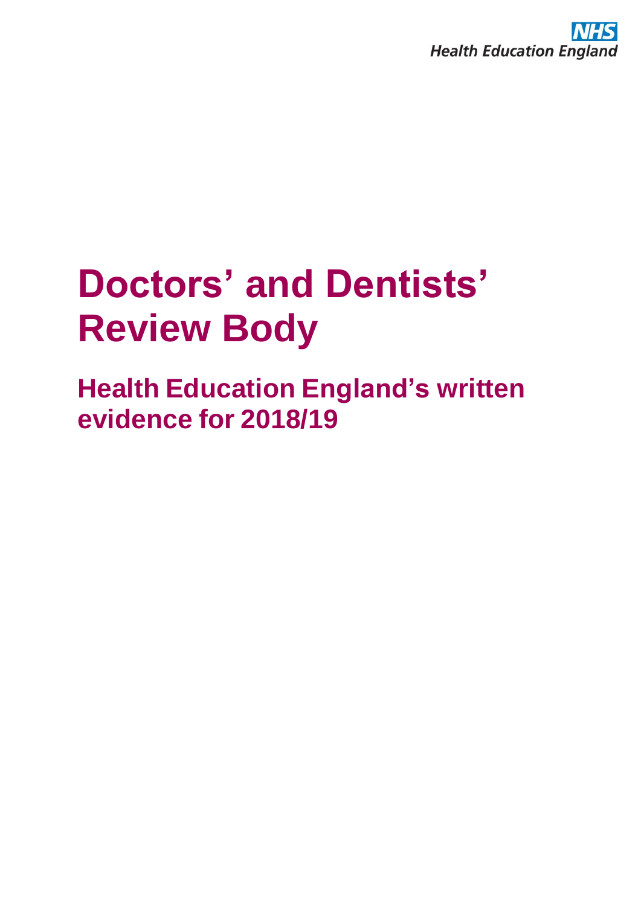NHS
Health Education England

# Doctors' and Dentists' Review Body

## Health Education England's written evidence for 2018/19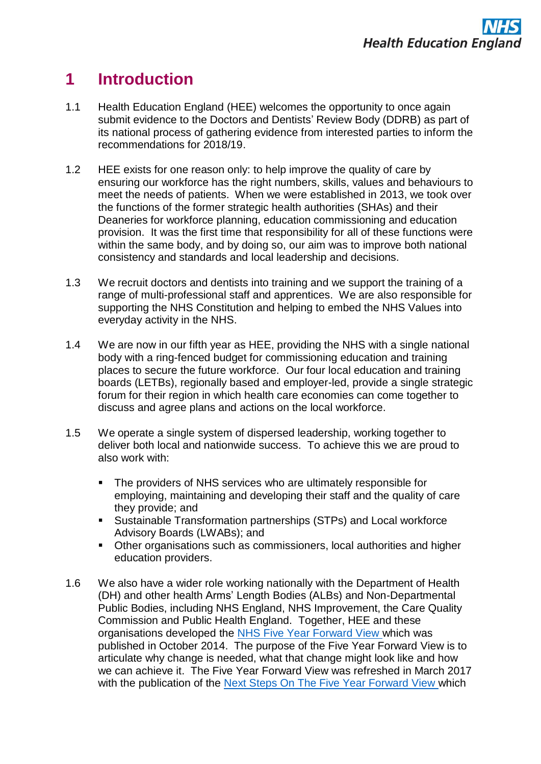# 1 Introduction

1.1 Health Education England (HEE) welcomes the opportunity to once again submit evidence to the Doctors and Dentists' Review Body (DDRB) as part of its national process of gathering evidence from interested parties to inform the recommendations for 2018/19.

1.2 HEE exists for one reason only: to help improve the quality of care by ensuring our workforce has the right numbers, skills, values and behaviours to meet the needs of patients. When we were established in 2013, we took over the functions of the former strategic health authorities (SHAs) and their Deaneries for workforce planning, education commissioning and education provision. It was the first time that responsibility for all of these functions were within the same body, and by doing so, our aim was to improve both national consistency and standards and local leadership and decisions.

1.3 We recruit doctors and dentists into training and we support the training of a range of multi-professional staff and apprentices. We are also responsible for supporting the NHS Constitution and helping to embed the NHS Values into everyday activity in the NHS.

1.4 We are now in our fifth year as HEE, providing the NHS with a single national body with a ring-fenced budget for commissioning education and training places to secure the future workforce. Our four local education and training boards (LETBs), regionally based and employer-led, provide a single strategic forum for their region in which health care economies can come together to discuss and agree plans and actions on the local workforce.

1.5 We operate a single system of dispersed leadership, working together to deliver both local and nationwide success. To achieve this we are proud to also work with:

- The providers of NHS services who are ultimately responsible for employing, maintaining and developing their staff and the quality of care they provide; and
- Sustainable Transformation partnerships (STPs) and Local workforce Advisory Boards (LWABs); and
- Other organisations such as commissioners, local authorities and higher education providers.

1.6 We also have a wider role working nationally with the Department of Health (DH) and other health Arms' Length Bodies (ALBs) and Non-Departmental Public Bodies, including NHS England, NHS Improvement, the Care Quality Commission and Public Health England. Together, HEE and these organisations developed the NHS Five Year Forward View which was published in October 2014. The purpose of the Five Year Forward View is to articulate why change is needed, what that change might look like and how we can achieve it. The Five Year Forward View was refreshed in March 2017 with the publication of the Next Steps On The Five Year Forward View which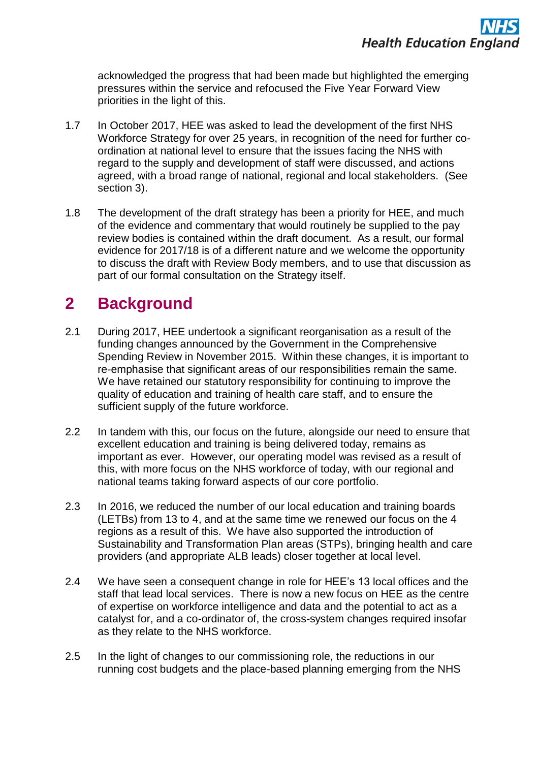acknowledged the progress that had been made but highlighted the emerging pressures within the service and refocused the Five Year Forward View priorities in the light of this.

1.7 In October 2017, HEE was asked to lead the development of the first NHS Workforce Strategy for over 25 years, in recognition of the need for further co-ordination at national level to ensure that the issues facing the NHS with regard to the supply and development of staff were discussed, and actions agreed, with a broad range of national, regional and local stakeholders. (See section 3).

1.8 The development of the draft strategy has been a priority for HEE, and much of the evidence and commentary that would routinely be supplied to the pay review bodies is contained within the draft document. As a result, our formal evidence for 2017/18 is of a different nature and we welcome the opportunity to discuss the draft with Review Body members, and to use that discussion as part of our formal consultation on the Strategy itself.

# 2 Background

2.1 During 2017, HEE undertook a significant reorganisation as a result of the funding changes announced by the Government in the Comprehensive Spending Review in November 2015. Within these changes, it is important to re-emphasise that significant areas of our responsibilities remain the same. We have retained our statutory responsibility for continuing to improve the quality of education and training of health care staff, and to ensure the sufficient supply of the future workforce.

2.2 In tandem with this, our focus on the future, alongside our need to ensure that excellent education and training is being delivered today, remains as important as ever. However, our operating model was revised as a result of this, with more focus on the NHS workforce of today, with our regional and national teams taking forward aspects of our core portfolio.

2.3 In 2016, we reduced the number of our local education and training boards (LETBs) from 13 to 4, and at the same time we renewed our focus on the 4 regions as a result of this. We have also supported the introduction of Sustainability and Transformation Plan areas (STPs), bringing health and care providers (and appropriate ALB leads) closer together at local level.

2.4 We have seen a consequent change in role for HEE's 13 local offices and the staff that lead local services. There is now a new focus on HEE as the centre of expertise on workforce intelligence and data and the potential to act as a catalyst for, and a co-ordinator of, the cross-system changes required insofar as they relate to the NHS workforce.

2.5 In the light of changes to our commissioning role, the reductions in our running cost budgets and the place-based planning emerging from the NHS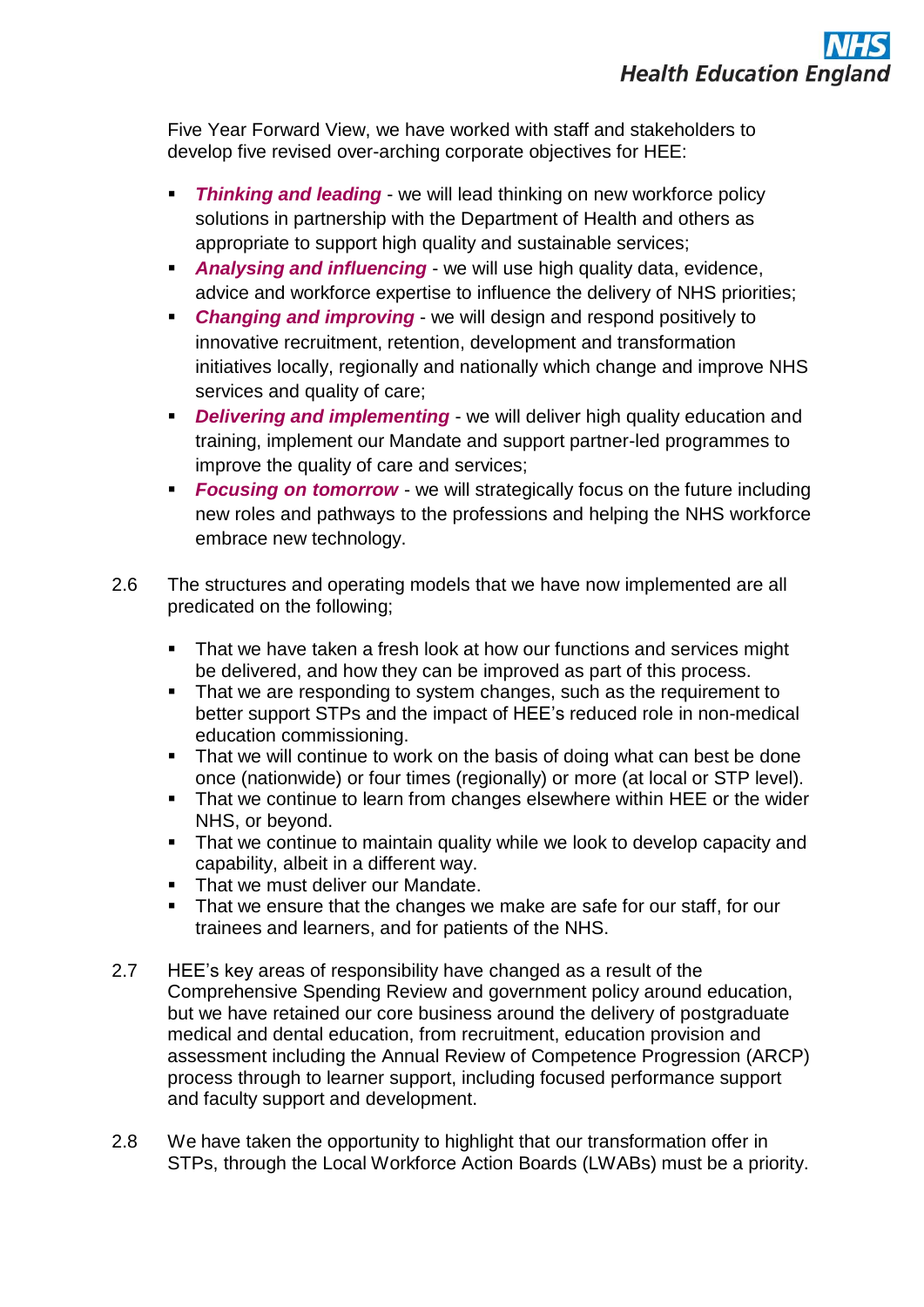Five Year Forward View, we have worked with staff and stakeholders to develop five revised over-arching corporate objectives for HEE:

- ***Thinking and leading*** - we will lead thinking on new workforce policy solutions in partnership with the Department of Health and others as appropriate to support high quality and sustainable services;
- ***Analysing and influencing*** - we will use high quality data, evidence, advice and workforce expertise to influence the delivery of NHS priorities;
- ***Changing and improving*** - we will design and respond positively to innovative recruitment, retention, development and transformation initiatives locally, regionally and nationally which change and improve NHS services and quality of care;
- ***Delivering and implementing*** - we will deliver high quality education and training, implement our Mandate and support partner-led programmes to improve the quality of care and services;
- ***Focusing on tomorrow*** - we will strategically focus on the future including new roles and pathways to the professions and helping the NHS workforce embrace new technology.

2.6 The structures and operating models that we have now implemented are all predicated on the following;

- That we have taken a fresh look at how our functions and services might be delivered, and how they can be improved as part of this process.
- That we are responding to system changes, such as the requirement to better support STPs and the impact of HEE's reduced role in non-medical education commissioning.
- That we will continue to work on the basis of doing what can best be done once (nationwide) or four times (regionally) or more (at local or STP level).
- That we continue to learn from changes elsewhere within HEE or the wider NHS, or beyond.
- That we continue to maintain quality while we look to develop capacity and capability, albeit in a different way.
- That we must deliver our Mandate.
- That we ensure that the changes we make are safe for our staff, for our trainees and learners, and for patients of the NHS.

2.7 HEE's key areas of responsibility have changed as a result of the Comprehensive Spending Review and government policy around education, but we have retained our core business around the delivery of postgraduate medical and dental education, from recruitment, education provision and assessment including the Annual Review of Competence Progression (ARCP) process through to learner support, including focused performance support and faculty support and development.

2.8 We have taken the opportunity to highlight that our transformation offer in STPs, through the Local Workforce Action Boards (LWABs) must be a priority.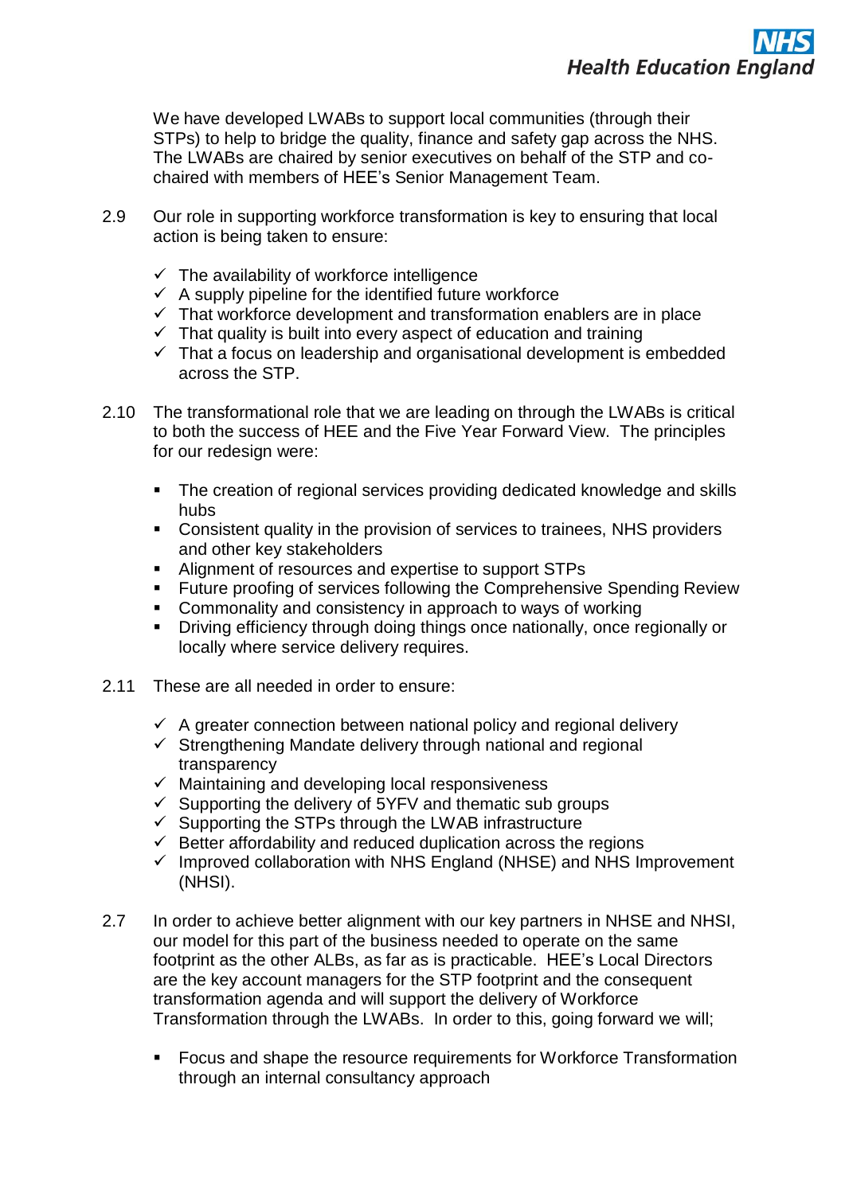We have developed LWABs to support local communities (through their STPs) to help to bridge the quality, finance and safety gap across the NHS. The LWABs are chaired by senior executives on behalf of the STP and co-chaired with members of HEE's Senior Management Team.

2.9 Our role in supporting workforce transformation is key to ensuring that local action is being taken to ensure:

- ✓ The availability of workforce intelligence
- ✓ A supply pipeline for the identified future workforce
- ✓ That workforce development and transformation enablers are in place
- ✓ That quality is built into every aspect of education and training
- ✓ That a focus on leadership and organisational development is embedded across the STP.

2.10 The transformational role that we are leading on through the LWABs is critical to both the success of HEE and the Five Year Forward View. The principles for our redesign were:

- The creation of regional services providing dedicated knowledge and skills hubs
- Consistent quality in the provision of services to trainees, NHS providers and other key stakeholders
- Alignment of resources and expertise to support STPs
- Future proofing of services following the Comprehensive Spending Review
- Commonality and consistency in approach to ways of working
- Driving efficiency through doing things once nationally, once regionally or locally where service delivery requires.

2.11 These are all needed in order to ensure:

- ✓ A greater connection between national policy and regional delivery
- ✓ Strengthening Mandate delivery through national and regional transparency
- ✓ Maintaining and developing local responsiveness
- ✓ Supporting the delivery of 5YFV and thematic sub groups
- ✓ Supporting the STPs through the LWAB infrastructure
- ✓ Better affordability and reduced duplication across the regions
- ✓ Improved collaboration with NHS England (NHSE) and NHS Improvement (NHSI).

2.7 In order to achieve better alignment with our key partners in NHSE and NHSI, our model for this part of the business needed to operate on the same footprint as the other ALBs, as far as is practicable. HEE's Local Directors are the key account managers for the STP footprint and the consequent transformation agenda and will support the delivery of Workforce Transformation through the LWABs. In order to this, going forward we will;

- Focus and shape the resource requirements for Workforce Transformation through an internal consultancy approach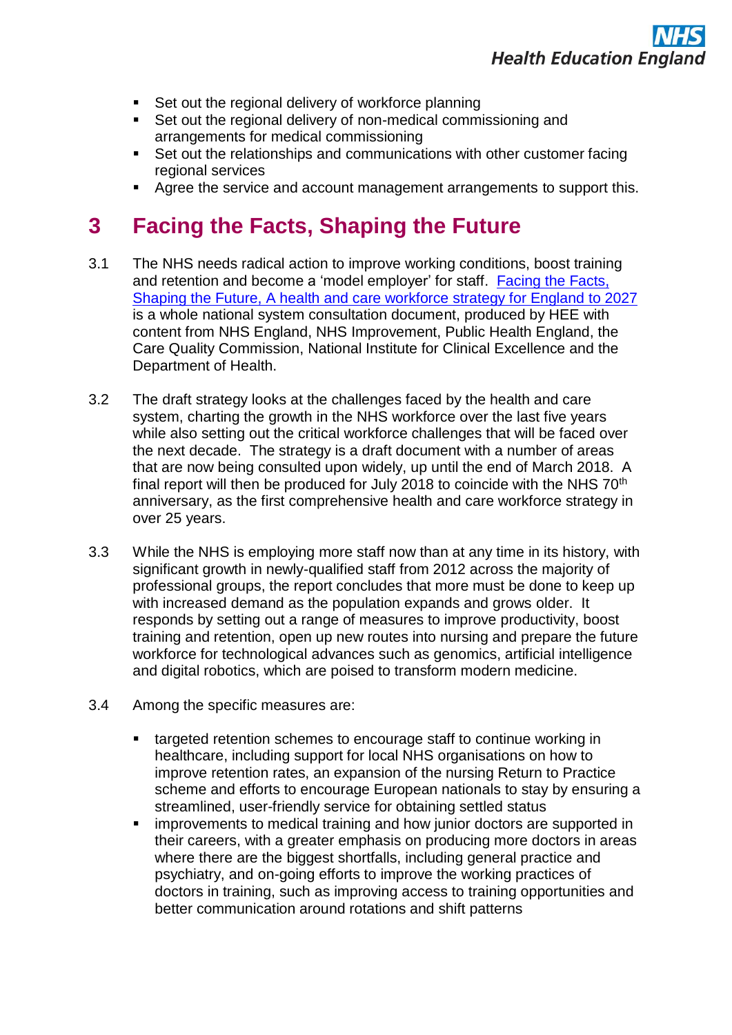- Set out the regional delivery of workforce planning
- Set out the regional delivery of non-medical commissioning and arrangements for medical commissioning
- Set out the relationships and communications with other customer facing regional services
- Agree the service and account management arrangements to support this.

## 3 Facing the Facts, Shaping the Future

3.1 The NHS needs radical action to improve working conditions, boost training and retention and become a 'model employer' for staff. Facing the Facts, Shaping the Future, A health and care workforce strategy for England to 2027 is a whole national system consultation document, produced by HEE with content from NHS England, NHS Improvement, Public Health England, the Care Quality Commission, National Institute for Clinical Excellence and the Department of Health.

3.2 The draft strategy looks at the challenges faced by the health and care system, charting the growth in the NHS workforce over the last five years while also setting out the critical workforce challenges that will be faced over the next decade. The strategy is a draft document with a number of areas that are now being consulted upon widely, up until the end of March 2018. A final report will then be produced for July 2018 to coincide with the NHS 70th anniversary, as the first comprehensive health and care workforce strategy in over 25 years.

3.3 While the NHS is employing more staff now than at any time in its history, with significant growth in newly-qualified staff from 2012 across the majority of professional groups, the report concludes that more must be done to keep up with increased demand as the population expands and grows older. It responds by setting out a range of measures to improve productivity, boost training and retention, open up new routes into nursing and prepare the future workforce for technological advances such as genomics, artificial intelligence and digital robotics, which are poised to transform modern medicine.

3.4 Among the specific measures are:

- targeted retention schemes to encourage staff to continue working in healthcare, including support for local NHS organisations on how to improve retention rates, an expansion of the nursing Return to Practice scheme and efforts to encourage European nationals to stay by ensuring a streamlined, user-friendly service for obtaining settled status
- improvements to medical training and how junior doctors are supported in their careers, with a greater emphasis on producing more doctors in areas where there are the biggest shortfalls, including general practice and psychiatry, and on-going efforts to improve the working practices of doctors in training, such as improving access to training opportunities and better communication around rotations and shift patterns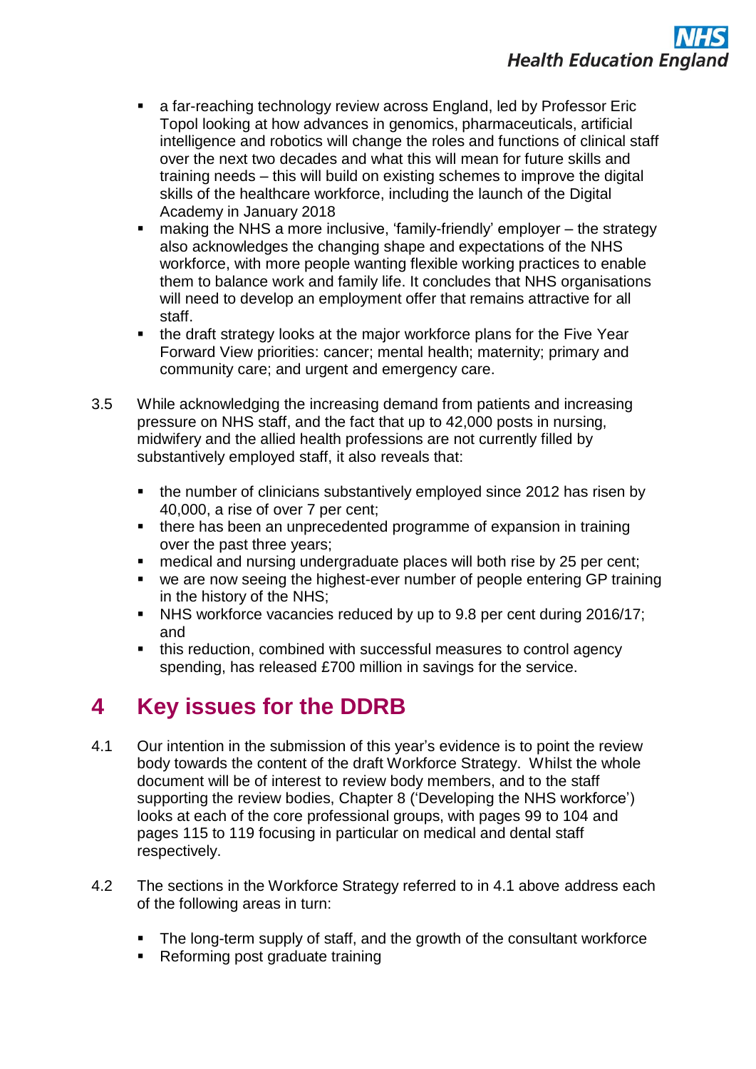- a far-reaching technology review across England, led by Professor Eric Topol looking at how advances in genomics, pharmaceuticals, artificial intelligence and robotics will change the roles and functions of clinical staff over the next two decades and what this will mean for future skills and training needs – this will build on existing schemes to improve the digital skills of the healthcare workforce, including the launch of the Digital Academy in January 2018
- making the NHS a more inclusive, 'family-friendly' employer – the strategy also acknowledges the changing shape and expectations of the NHS workforce, with more people wanting flexible working practices to enable them to balance work and family life. It concludes that NHS organisations will need to develop an employment offer that remains attractive for all staff.
- the draft strategy looks at the major workforce plans for the Five Year Forward View priorities: cancer; mental health; maternity; primary and community care; and urgent and emergency care.

3.5 While acknowledging the increasing demand from patients and increasing pressure on NHS staff, and the fact that up to 42,000 posts in nursing, midwifery and the allied health professions are not currently filled by substantively employed staff, it also reveals that:

- the number of clinicians substantively employed since 2012 has risen by 40,000, a rise of over 7 per cent;
- there has been an unprecedented programme of expansion in training over the past three years;
- medical and nursing undergraduate places will both rise by 25 per cent;
- we are now seeing the highest-ever number of people entering GP training in the history of the NHS;
- NHS workforce vacancies reduced by up to 9.8 per cent during 2016/17; and
- this reduction, combined with successful measures to control agency spending, has released £700 million in savings for the service.

# 4 Key issues for the DDRB

4.1 Our intention in the submission of this year's evidence is to point the review body towards the content of the draft Workforce Strategy. Whilst the whole document will be of interest to review body members, and to the staff supporting the review bodies, Chapter 8 ('Developing the NHS workforce') looks at each of the core professional groups, with pages 99 to 104 and pages 115 to 119 focusing in particular on medical and dental staff respectively.

4.2 The sections in the Workforce Strategy referred to in 4.1 above address each of the following areas in turn:

- The long-term supply of staff, and the growth of the consultant workforce
- Reforming post graduate training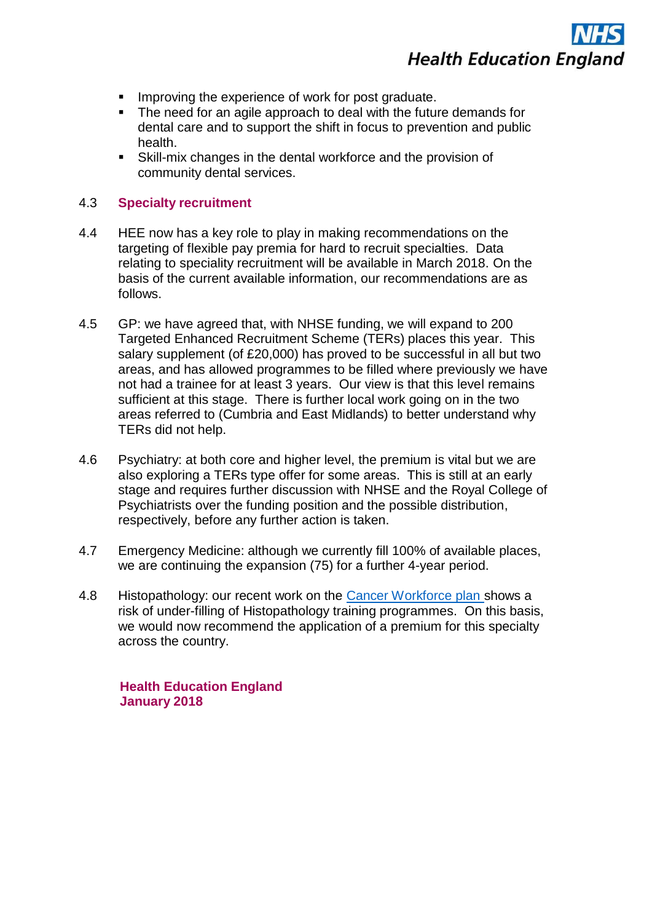- Improving the experience of work for post graduate.
- The need for an agile approach to deal with the future demands for dental care and to support the shift in focus to prevention and public health.
- Skill-mix changes in the dental workforce and the provision of community dental services.

## 4.3 Specialty recruitment

4.4 HEE now has a key role to play in making recommendations on the targeting of flexible pay premia for hard to recruit specialties. Data relating to speciality recruitment will be available in March 2018. On the basis of the current available information, our recommendations are as follows.

4.5 GP: we have agreed that, with NHSE funding, we will expand to 200 Targeted Enhanced Recruitment Scheme (TERs) places this year. This salary supplement (of £20,000) has proved to be successful in all but two areas, and has allowed programmes to be filled where previously we have not had a trainee for at least 3 years. Our view is that this level remains sufficient at this stage. There is further local work going on in the two areas referred to (Cumbria and East Midlands) to better understand why TERs did not help.

4.6 Psychiatry: at both core and higher level, the premium is vital but we are also exploring a TERs type offer for some areas. This is still at an early stage and requires further discussion with NHSE and the Royal College of Psychiatrists over the funding position and the possible distribution, respectively, before any further action is taken.

4.7 Emergency Medicine: although we currently fill 100% of available places, we are continuing the expansion (75) for a further 4-year period.

4.8 Histopathology: our recent work on the Cancer Workforce plan shows a risk of under-filling of Histopathology training programmes. On this basis, we would now recommend the application of a premium for this specialty across the country.

**Health Education England**
**January 2018**